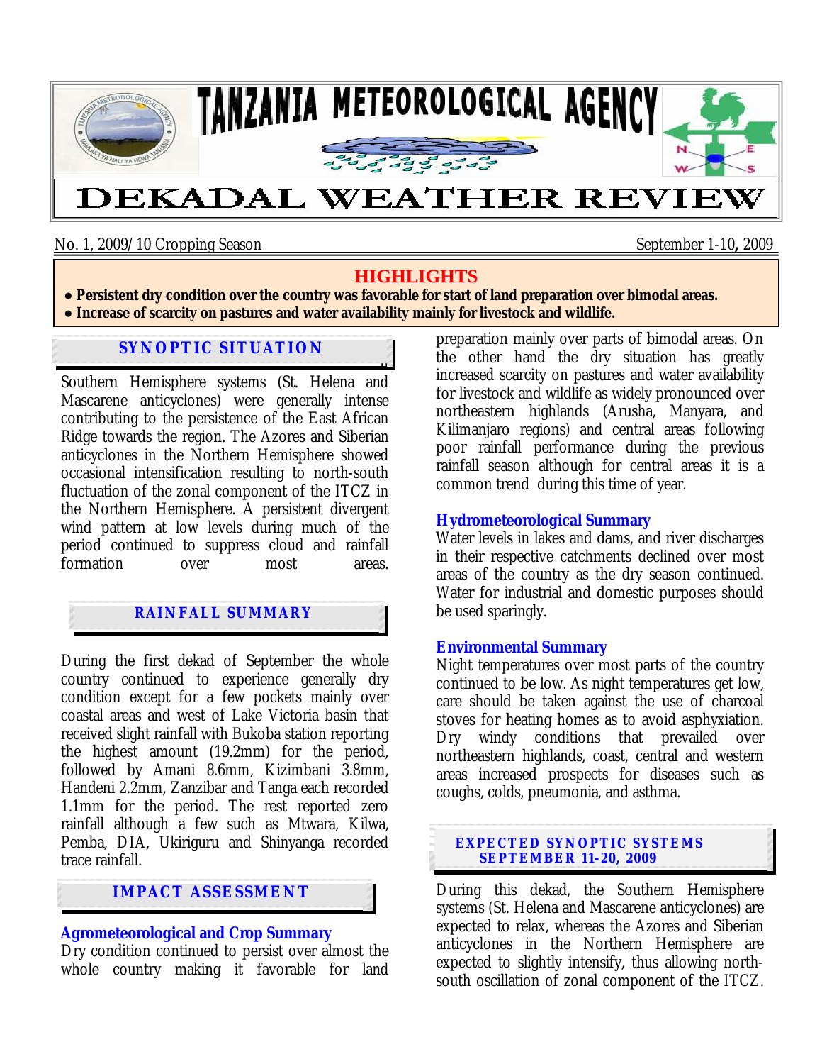# TANZANIA METEOROLOGICAL AGENCY

# DEKADAL WEATHER REVIEW

No. 1, 2009/10 Cropping Season — September 1-10, 2009

## HIGHLIGHTS

- **Persistent dry condition over the country was favorable for start of land preparation over bimodal areas.**
- **Increase of scarcity on pastures and water availability mainly for livestock and wildlife.**

## SYNOPTIC SITUATION

Southern Hemisphere systems (St. Helena and Mascarene anticyclones) were generally intense contributing to the persistence of the East African Ridge towards the region. The Azores and Siberian anticyclones in the Northern Hemisphere showed occasional intensification resulting to north-south fluctuation of the zonal component of the ITCZ in the Northern Hemisphere. A persistent divergent wind pattern at low levels during much of the period continued to suppress cloud and rainfall formation over most areas.

## RAINFALL SUMMARY

During the first dekad of September the whole country continued to experience generally dry condition except for a few pockets mainly over coastal areas and west of Lake Victoria basin that received slight rainfall with Bukoba station reporting the highest amount (19.2mm) for the period, followed by Amani 8.6mm, Kizimbani 3.8mm, Handeni 2.2mm, Zanzibar and Tanga each recorded 1.1mm for the period. The rest reported zero rainfall although a few such as Mtwara, Kilwa, Pemba, DIA, Ukiriguru and Shinyanga recorded trace rainfall.

## IMPACT ASSESSMENT

### Agrometeorological and Crop Summary

Dry condition continued to persist over almost the whole country making it favorable for land preparation mainly over parts of bimodal areas. On the other hand the dry situation has greatly increased scarcity on pastures and water availability for livestock and wildlife as widely pronounced over northeastern highlands (Arusha, Manyara, and Kilimanjaro regions) and central areas following poor rainfall performance during the previous rainfall season although for central areas it is a common trend during this time of year.

### Hydrometeorological Summary

Water levels in lakes and dams, and river discharges in their respective catchments declined over most areas of the country as the dry season continued. Water for industrial and domestic purposes should be used sparingly.

### Environmental Summary

Night temperatures over most parts of the country continued to be low. As night temperatures get low, care should be taken against the use of charcoal stoves for heating homes as to avoid asphyxiation. Dry windy conditions that prevailed over northeastern highlands, coast, central and western areas increased prospects for diseases such as coughs, colds, pneumonia, and asthma.

## EXPECTED SYNOPTIC SYSTEMS SEPTEMBER 11-20, 2009

During this dekad, the Southern Hemisphere systems (St. Helena and Mascarene anticyclones) are expected to relax, whereas the Azores and Siberian anticyclones in the Northern Hemisphere are expected to slightly intensify, thus allowing north-south oscillation of zonal component of the ITCZ.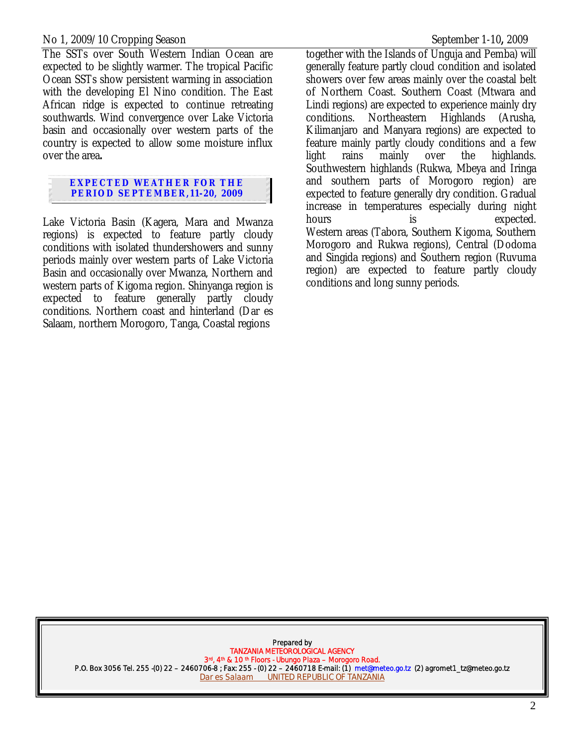The SSTs over South Western Indian Ocean are expected to be slightly warmer. The tropical Pacific Ocean SSTs show persistent warming in association with the developing El Nino condition. The East African ridge is expected to continue retreating southwards. Wind convergence over Lake Victoria basin and occasionally over western parts of the country is expected to allow some moisture influx over the area**.**

## EXPECTED WEATHER FOR THE PERIOD SEPTEMBER,11-20, 2009

Lake Victoria Basin (Kagera, Mara and Mwanza regions) is expected to feature partly cloudy conditions with isolated thundershowers and sunny periods mainly over western parts of Lake Victoria Basin and occasionally over Mwanza, Northern and western parts of Kigoma region. Shinyanga region is expected to feature generally partly cloudy conditions. Northern coast and hinterland (Dar es Salaam, northern Morogoro, Tanga, Coastal regions together with the Islands of Unguja and Pemba) will generally feature partly cloud condition and isolated showers over few areas mainly over the coastal belt of Northern Coast. Southern Coast (Mtwara and Lindi regions) are expected to experience mainly dry conditions. Northeastern Highlands (Arusha, Kilimanjaro and Manyara regions) are expected to feature mainly partly cloudy conditions and a few light rains mainly over the highlands. Southwestern highlands (Rukwa, Mbeya and Iringa and southern parts of Morogoro region) are expected to feature generally dry condition. Gradual increase in temperatures especially during night hours is expected.

Western areas (Tabora, Southern Kigoma, Southern Morogoro and Rukwa regions), Central (Dodoma and Singida regions) and Southern region (Ruvuma region) are expected to feature partly cloudy conditions and long sunny periods.

Prepared by
TANZANIA METEOROLOGICAL AGENCY
3rd, 4th & 10 th Floors - Ubungo Plaza – Morogoro Road.
P.O. Box 3056 Tel. 255 -(0) 22 – 2460706-8 ; Fax: 255 - (0) 22 – 2460718 E-mail: (1) met@meteo.go.tz (2) agromet1_tz@meteo.go.tz
Dar es Salaam UNITED REPUBLIC OF TANZANIA